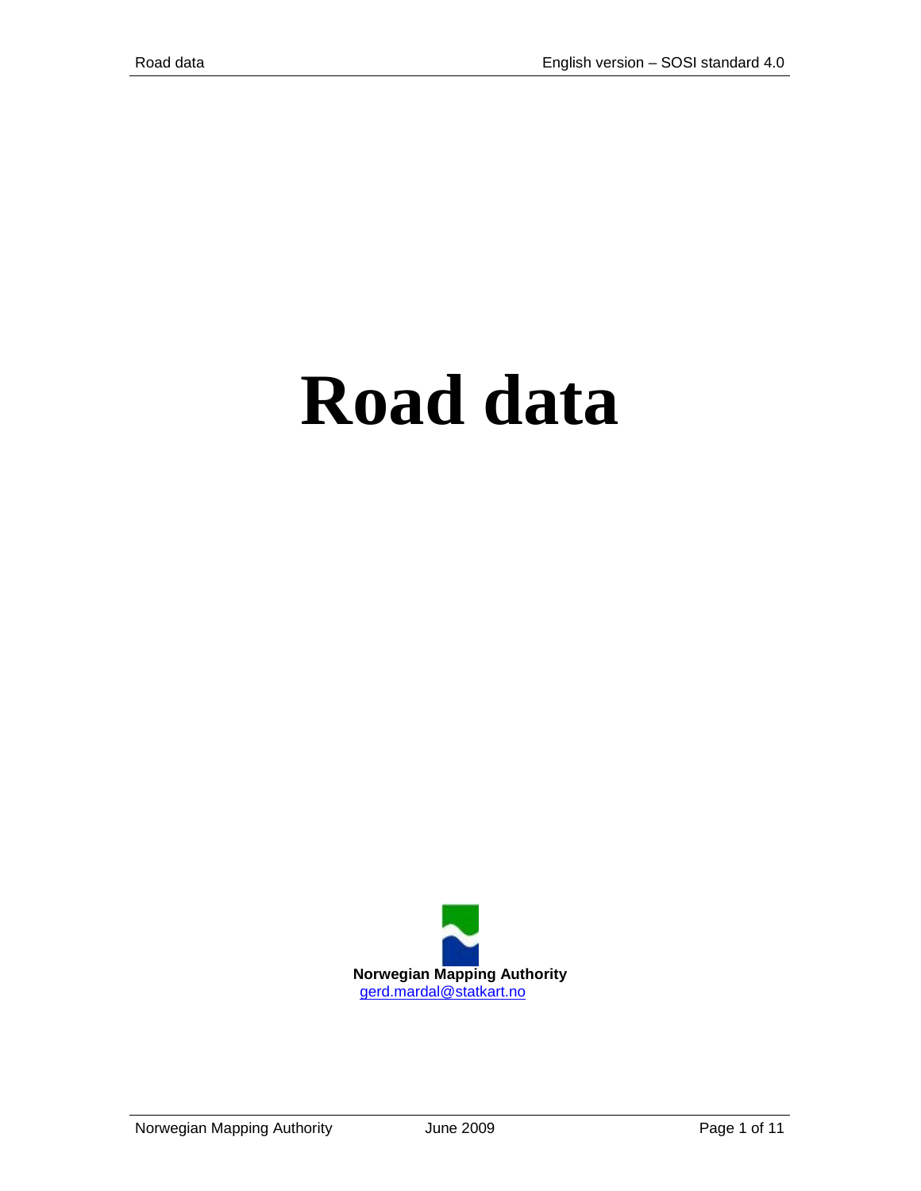# Road data

**Norwegian Mapping Authority**
gerd.mardal@statkart.no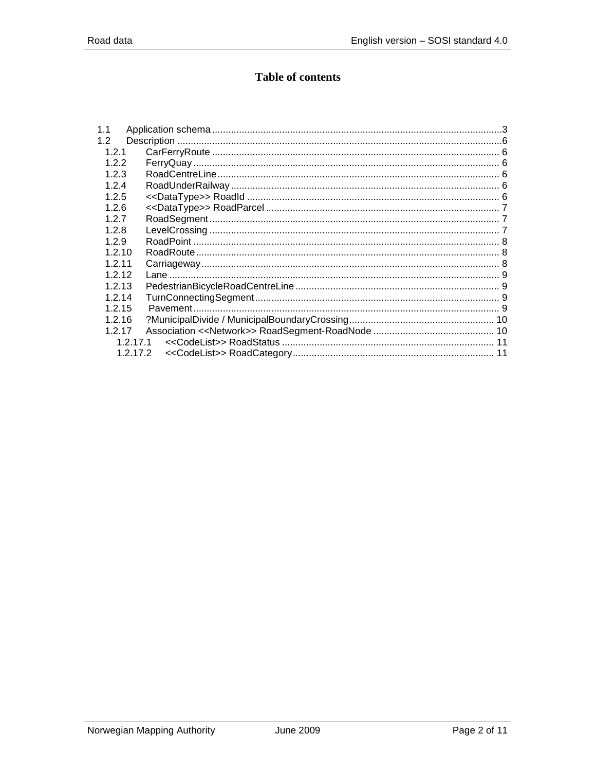# Table of contents

1.1 Application schema ....................................................................................................3
1.2 Description ....................................................................................................................6
  1.2.1 CarFerryRoute ........................................................................................................ 6
  1.2.2 FerryQuay ............................................................................................................... 6
  1.2.3 RoadCentreLine ...................................................................................................... 6
  1.2.4 RoadUnderRailway ................................................................................................. 6
  1.2.5 <<DataType>> RoadId ........................................................................................... 6
  1.2.6 <<DataType>> RoadParcel .................................................................................... 7
  1.2.7 RoadSegment .......................................................................................................... 7
  1.2.8 LevelCrossing .......................................................................................................... 7
  1.2.9 RoadPoint ................................................................................................................ 8
  1.2.10 RoadRoute .............................................................................................................. 8
  1.2.11 Carriageway ............................................................................................................ 8
  1.2.12 Lane ......................................................................................................................... 9
  1.2.13 PedestrianBicycleRoadCentreLine .......................................................................... 9
  1.2.14 TurnConnectingSegment ......................................................................................... 9
  1.2.15 Pavement ................................................................................................................. 9
  1.2.16 ?MunicipalDivide / MunicipalBoundaryCrossing ................................................... 10
  1.2.17 Association <<Network>> RoadSegment-RoadNode ........................................... 10
    1.2.17.1 <<CodeList>> RoadStatus ............................................................................... 11
    1.2.17.2 <<CodeList>> RoadCategory ........................................................................... 11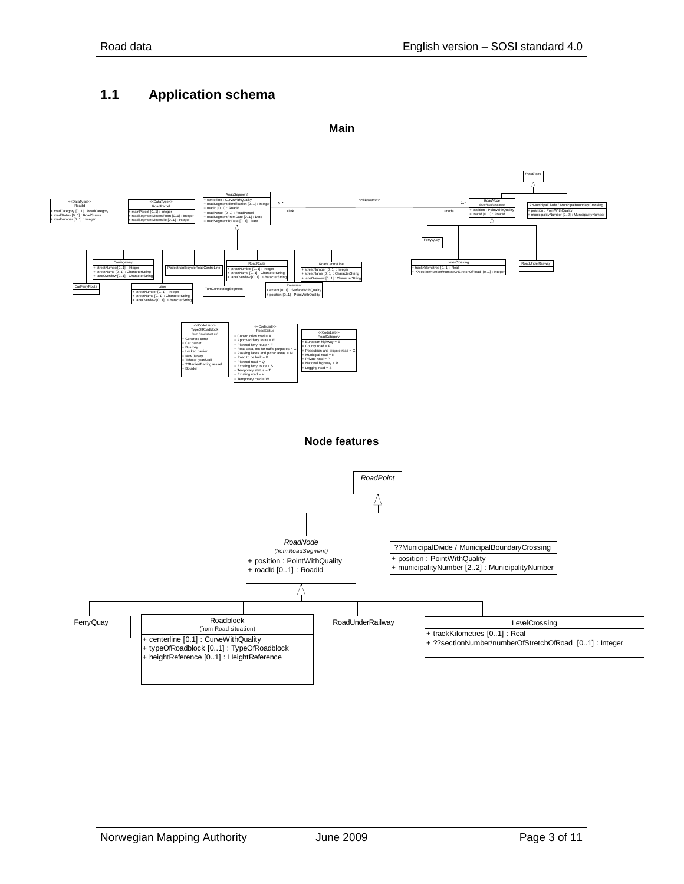## 1.1 Application schema

**Main**

<<DataType>>
RoadId

+ roadCategory [0..1] : RoadCategory
+ roadStatus [0..1] : RoadStatus
+ roadNumber [0..1] : Integer

<<DataType>>
RoadParcel

+ mainParcel [0..1] : Integer
+ roadSegmentMetresFrom [0..1] : Integer
+ roadSegmentMetresTo [0..1] : Integer

*RoadSegment*

+ centerline : CurveWithQuality
+ roadSegmentIdentification [0..1] : Integer
+ roadId [0..1] : RoadId
+ roadParcel [0..1] : RoadParcel
+ roadSegmentFromDate [0..1] : Date
+ roadSegmentToDate [0..1] : Date

<<Network>> 0..* +link — 0..* +node

*RoadNode* (from RoadSegment)

+ position : PointWithQuality
+ roadId [0..1] : RoadId

*RoadPoint*

??MunicipalDivide / MunicipalBoundaryCrossing

+ position : PointWithQuality
+ municipalityNumber [2..2] : MunicipalityNumber

FerryQuay

LevelCrossing

+ trackKilometres [0..1] : Real
+ ??sectionNumber/numberOfStretchOfRoad [0..1] : Integer

RoadUnderRailway

Carriageway

+ streetNumber[0..1] : Integer
+ streetName [0..1] : CharacterString
+ laneOverview [0..1] : CharacterString

PedestrianBicycleRoadCentreLine

RoadRoute

+ streetNumber [0..1] : Integer
+ streetName [0..1] : CharacterString
+ laneOverview [0..1] : CharacterString

RoadCentreLine

+ streetNumber [0..1] : Integer
+ streetName [0..1] : CharacterString
+ laneOverview [0..1] : CharacterString

CarFerryRoute

Lane

+ streetNumber [0..1] : Integer
+ streetName [0..1] : CharacterString
+ laneOverview [0..1] : CharacterString

TurnConnectingSegment

Pavement

+ extent [0..1] : SurfaceWithQuality
+ position [0..1] : PointWithQuality

<<CodeList>>
TypeOfRoadblock
(from Road situation)

+ Concrete cone
+ Car barrier
+ Bus bay
+ Locked barrier
+ New Jersey
+ Tubular guard-rail
+ ??Barrier/Barring vessel
+ Boulder
...

<<CodeList>>
RoadStatus

+ Construction road = A
+ Approved ferry route = E
+ Planned ferry route = F
+ Road area, not for traffic purposes = G
+ Passing lanes and picnic areas = M
+ Road to be built = P
+ Planned road = Q
+ Existing ferry route = S
+ Temporary status = T
+ Existing road = V
+ Temporary road = W

<<CodeList>>
RoadCategory

+ European highway = E
+ County road = F
+ Pedestrian and bicycle road = G
+ Municipal road = K
+ Private road = P
+ National highway = R
+ Logging road = S

**Node features**

*RoadPoint*

*RoadNode* (from RoadSegment)

+ position : PointWithQuality
+ roadId [0..1] : RoadId

??MunicipalDivide / MunicipalBoundaryCrossing

+ position : PointWithQuality
+ municipalityNumber [2..2] : MunicipalityNumber

FerryQuay

Roadblock (from Road situation)

+ centerline [0.1] : CurveWithQuality
+ typeOfRoadblock [0..1] : TypeOfRoadblock
+ heightReference [0..1] : HeightReference

RoadUnderRailway

LevelCrossing

+ trackKilometres [0..1] : Real
+ ??sectionNumber/numberOfStretchOfRoad [0..1] : Integer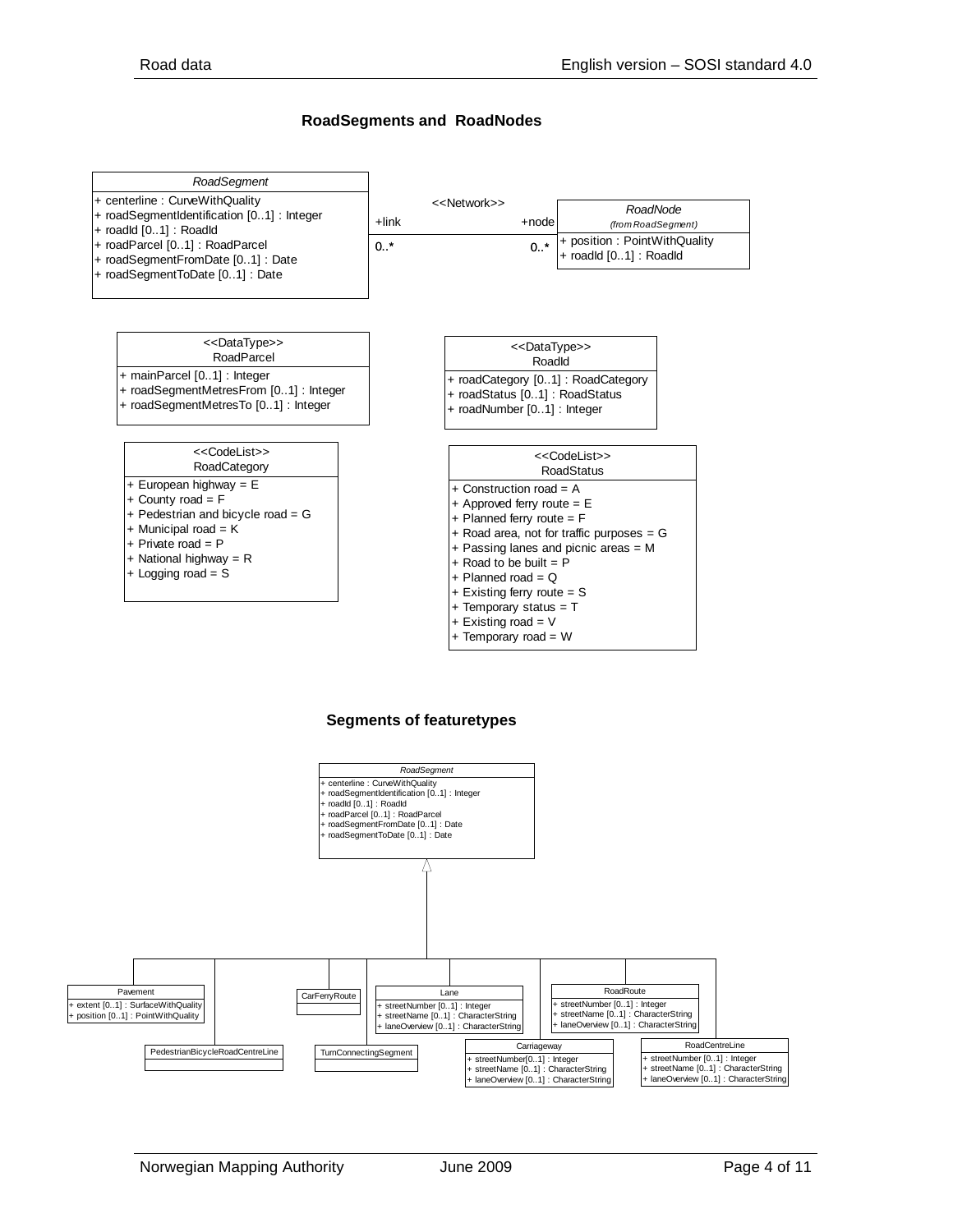## RoadSegments and RoadNodes

**RoadSegment**

- + centerline : CurveWithQuality
- + roadSegmentIdentification [0..1] : Integer
- + roadId [0..1] : RoadId
- + roadParcel [0..1] : RoadParcel
- + roadSegmentFromDate [0..1] : Date
- + roadSegmentToDate [0..1] : Date

<<Network>>

+link 0..* — +node 0..*

**RoadNode**
*(from RoadSegment)*

- + position : PointWithQuality
- + roadId [0..1] : RoadId

**<<DataType>> RoadParcel**

- + mainParcel [0..1] : Integer
- + roadSegmentMetresFrom [0..1] : Integer
- + roadSegmentMetresTo [0..1] : Integer

**<<DataType>> RoadId**

- + roadCategory [0..1] : RoadCategory
- + roadStatus [0..1] : RoadStatus
- + roadNumber [0..1] : Integer

**<<CodeList>> RoadCategory**

- + European highway = E
- + County road = F
- + Pedestrian and bicycle road = G
- + Municipal road = K
- + Private road = P
- + National highway = R
- + Logging road = S

**<<CodeList>> RoadStatus**

- + Construction road = A
- + Approved ferry route = E
- + Planned ferry route = F
- + Road area, not for traffic purposes = G
- + Passing lanes and picnic areas = M
- + Road to be built = P
- + Planned road = Q
- + Existing ferry route = S
- + Temporary status = T
- + Existing road = V
- + Temporary road = W

## Segments of featuretypes

**RoadSegment**

- + centerline : CurveWithQuality
- + roadSegmentIdentification [0..1] : Integer
- + roadId [0..1] : RoadId
- + roadParcel [0..1] : RoadParcel
- + roadSegmentFromDate [0..1] : Date
- + roadSegmentToDate [0..1] : Date

Subtypes of RoadSegment:

**Pavement**

- + extent [0..1] : SurfaceWithQuality
- + position [0..1] : PointWithQuality

**PedestrianBicycleRoadCentreLine**

**CarFerryRoute**

**TurnConnectingSegment**

**Lane**

- + streetNumber [0..1] : Integer
- + streetName [0..1] : CharacterString
- + laneOverview [0..1] : CharacterString

**Carriageway**

- + streetNumber[0..1] : Integer
- + streetName [0..1] : CharacterString
- + laneOverview [0..1] : CharacterString

**RoadRoute**

- + streetNumber [0..1] : Integer
- + streetName [0..1] : CharacterString
- + laneOverview [0..1] : CharacterString

**RoadCentreLine**

- + streetNumber [0..1] : Integer
- + streetName [0..1] : CharacterString
- + laneOverview [0..1] : CharacterString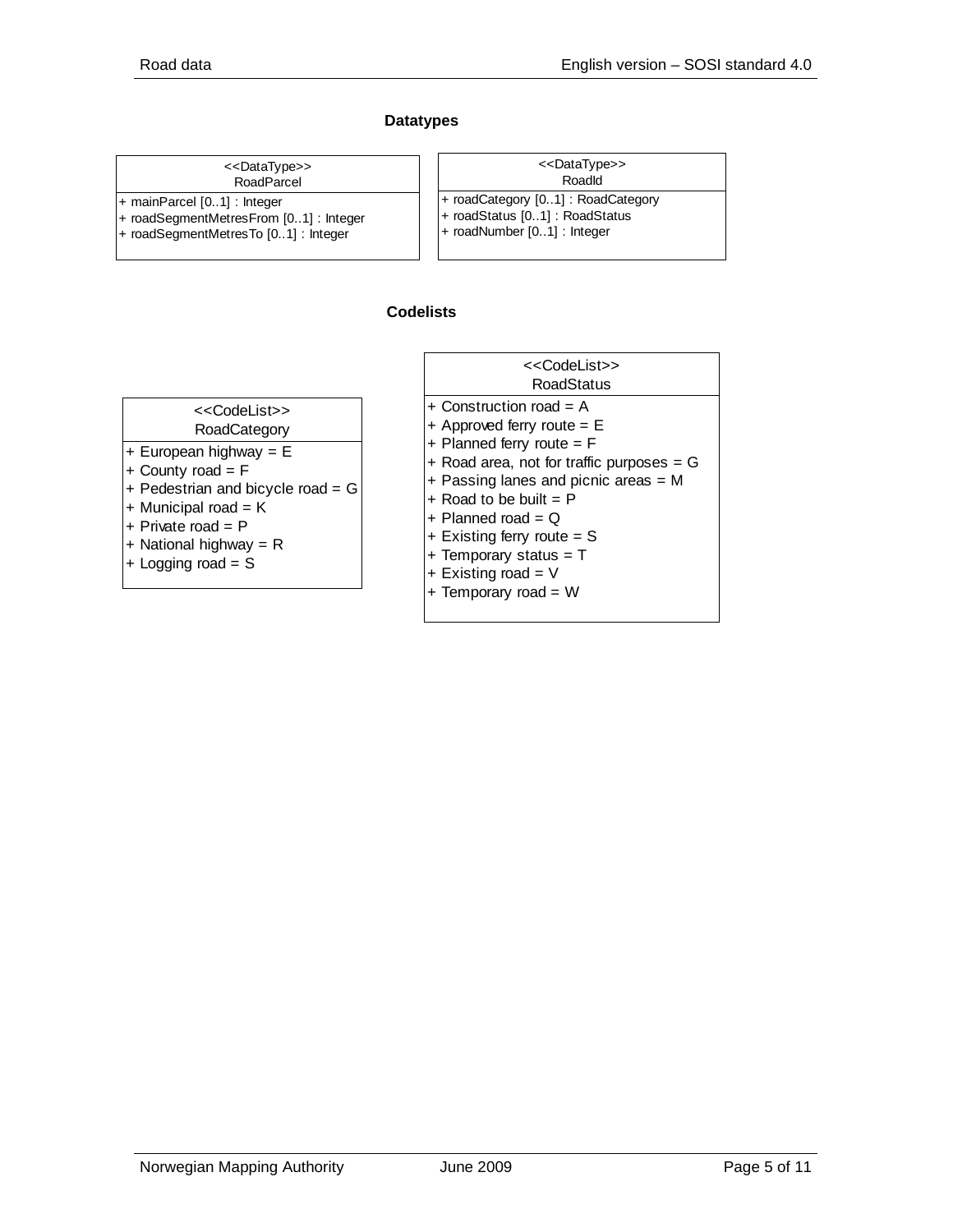## Datatypes

| <<DataType>> RoadParcel |
| --- |
| + mainParcel [0..1] : Integer |
| + roadSegmentMetresFrom [0..1] : Integer |
| + roadSegmentMetresTo [0..1] : Integer |

| <<DataType>> RoadId |
| --- |
| + roadCategory [0..1] : RoadCategory |
| + roadStatus [0..1] : RoadStatus |
| + roadNumber [0..1] : Integer |

## Codelists

| <<CodeList>> RoadCategory |
| --- |
| + European highway = E |
| + County road = F |
| + Pedestrian and bicycle road = G |
| + Municipal road = K |
| + Private road = P |
| + National highway = R |
| + Logging road = S |

| <<CodeList>> RoadStatus |
| --- |
| + Construction road = A |
| + Approved ferry route = E |
| + Planned ferry route = F |
| + Road area, not for traffic purposes = G |
| + Passing lanes and picnic areas = M |
| + Road to be built = P |
| + Planned road = Q |
| + Existing ferry route = S |
| + Temporary status = T |
| + Existing road = V |
| + Temporary road = W |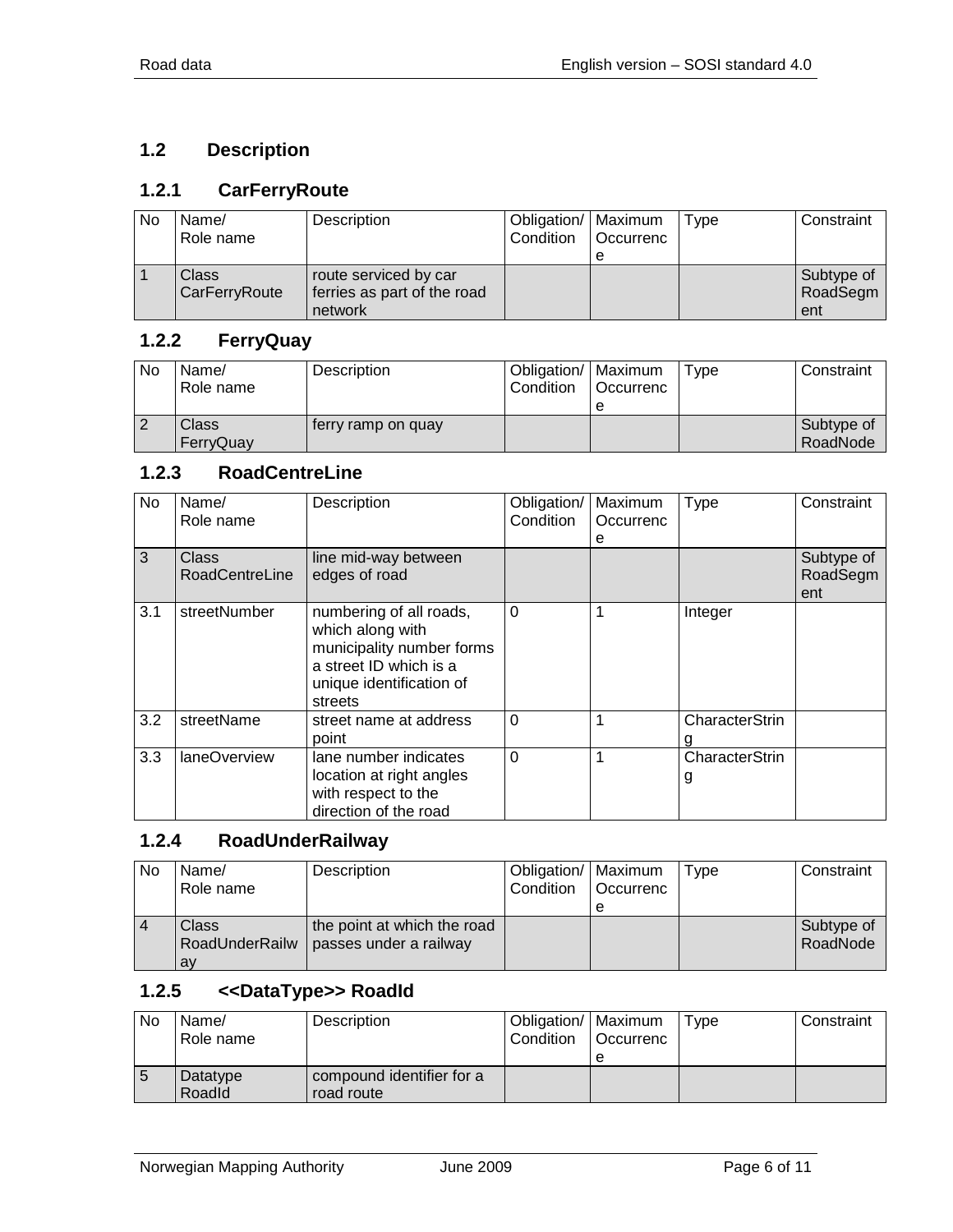## 1.2 Description

### 1.2.1 CarFerryRoute

| No | Name/ Role name | Description | Obligation/ Condition | Maximum Occurrence | Type | Constraint |
|---|---|---|---|---|---|---|
| 1 | Class CarFerryRoute | route serviced by car ferries as part of the road network | | | | Subtype of RoadSegment |

### 1.2.2 FerryQuay

| No | Name/ Role name | Description | Obligation/ Condition | Maximum Occurrence | Type | Constraint |
|---|---|---|---|---|---|---|
| 2 | Class FerryQuay | ferry ramp on quay | | | | Subtype of RoadNode |

### 1.2.3 RoadCentreLine

| No | Name/ Role name | Description | Obligation/ Condition | Maximum Occurrence | Type | Constraint |
|---|---|---|---|---|---|---|
| 3 | Class RoadCentreLine | line mid-way between edges of road | | | | Subtype of RoadSegment |
| 3.1 | streetNumber | numbering of all roads, which along with municipality number forms a street ID which is a unique identification of streets | 0 | 1 | Integer | |
| 3.2 | streetName | street name at address point | 0 | 1 | CharacterString | |
| 3.3 | laneOverview | lane number indicates location at right angles with respect to the direction of the road | 0 | 1 | CharacterString | |

### 1.2.4 RoadUnderRailway

| No | Name/ Role name | Description | Obligation/ Condition | Maximum Occurrence | Type | Constraint |
|---|---|---|---|---|---|---|
| 4 | Class RoadUnderRailway | the point at which the road passes under a railway | | | | Subtype of RoadNode |

### 1.2.5 <<DataType>> RoadId

| No | Name/ Role name | Description | Obligation/ Condition | Maximum Occurrence | Type | Constraint |
|---|---|---|---|---|---|---|
| 5 | Datatype RoadId | compound identifier for a road route | | | | |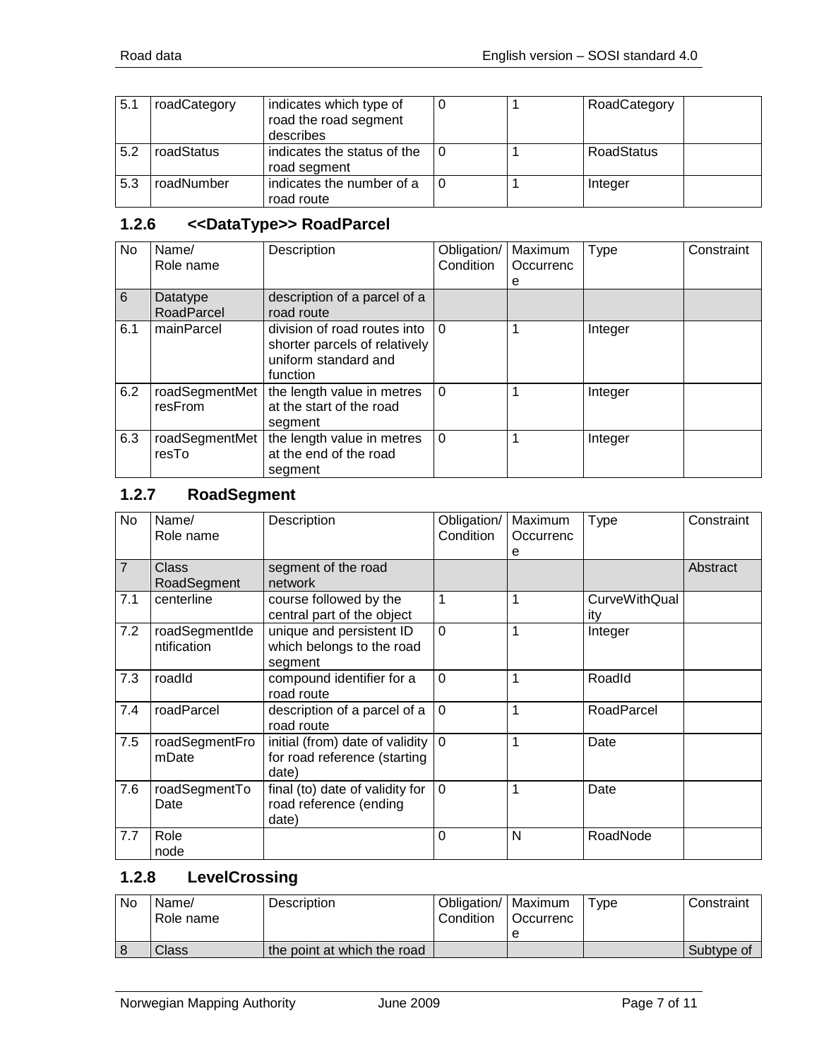| | | | | | | |
|---|---|---|---|---|---|---|
| 5.1 | roadCategory | indicates which type of road the road segment describes | 0 | 1 | RoadCategory | |
| 5.2 | roadStatus | indicates the status of the road segment | 0 | 1 | RoadStatus | |
| 5.3 | roadNumber | indicates the number of a road route | 0 | 1 | Integer | |

### 1.2.6 <<DataType>> RoadParcel

| No | Name/ Role name | Description | Obligation/ Condition | Maximum Occurrence | Type | Constraint |
|---|---|---|---|---|---|---|
| 6 | Datatype RoadParcel | description of a parcel of a road route | | | | |
| 6.1 | mainParcel | division of road routes into shorter parcels of relatively uniform standard and function | 0 | 1 | Integer | |
| 6.2 | roadSegmentMetresFrom | the length value in metres at the start of the road segment | 0 | 1 | Integer | |
| 6.3 | roadSegmentMetresTo | the length value in metres at the end of the road segment | 0 | 1 | Integer | |

### 1.2.7 RoadSegment

| No | Name/ Role name | Description | Obligation/ Condition | Maximum Occurrence | Type | Constraint |
|---|---|---|---|---|---|---|
| 7 | Class RoadSegment | segment of the road network | | | | Abstract |
| 7.1 | centerline | course followed by the central part of the object | 1 | 1 | CurveWithQuality | |
| 7.2 | roadSegmentIdentification | unique and persistent ID which belongs to the road segment | 0 | 1 | Integer | |
| 7.3 | roadId | compound identifier for a road route | 0 | 1 | RoadId | |
| 7.4 | roadParcel | description of a parcel of a road route | 0 | 1 | RoadParcel | |
| 7.5 | roadSegmentFromDate | initial (from) date of validity for road reference (starting date) | 0 | 1 | Date | |
| 7.6 | roadSegmentToDate | final (to) date of validity for road reference (ending date) | 0 | 1 | Date | |
| 7.7 | Role node | | 0 | N | RoadNode | |

### 1.2.8 LevelCrossing

| No | Name/ Role name | Description | Obligation/ Condition | Maximum Occurrence | Type | Constraint |
|---|---|---|---|---|---|---|
| 8 | Class | the point at which the road | | | | Subtype of |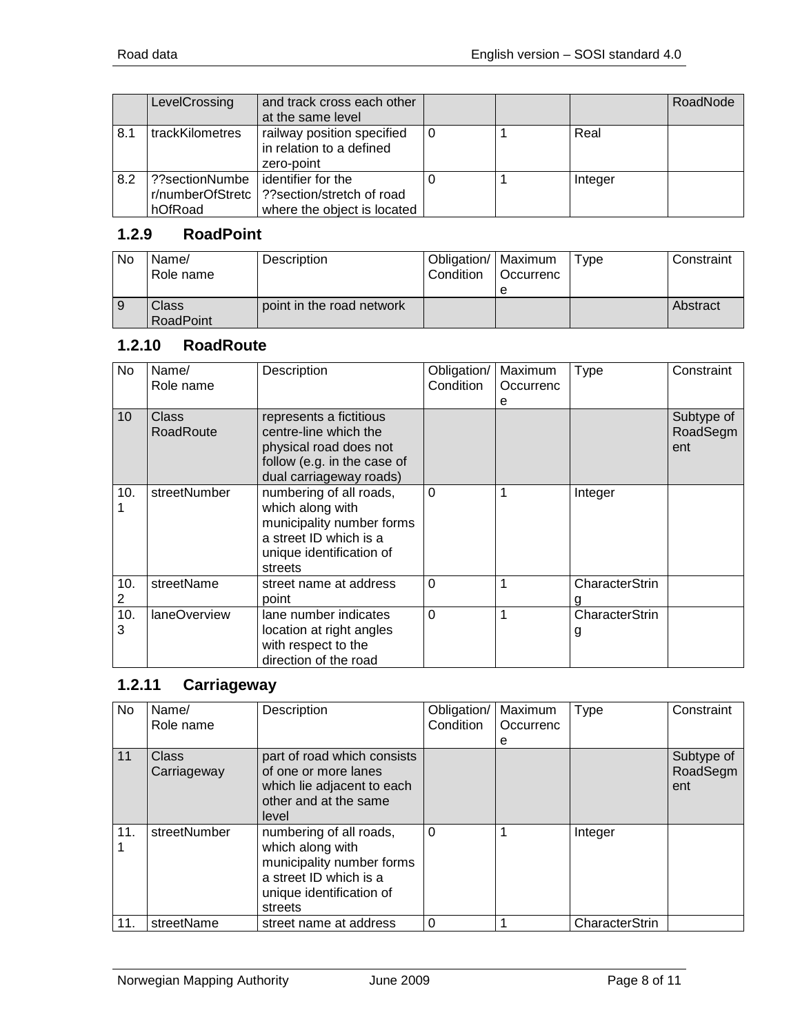| | Name/Role name | Description | Obligation/Condition | Maximum Occurrence | Type | Constraint |
|---|---|---|---|---|---|---|
| | LevelCrossing | and track cross each other at the same level | | | | RoadNode |
| 8.1 | trackKilometres | railway position specified in relation to a defined zero-point | 0 | 1 | Real | |
| 8.2 | ??sectionNumber/numberOfStretchOfRoad | identifier for the ??section/stretch of road where the object is located | 0 | 1 | Integer | |

### 1.2.9 RoadPoint

| No | Name/ Role name | Description | Obligation/ Condition | Maximum Occurrence | Type | Constraint |
|---|---|---|---|---|---|---|
| 9 | Class RoadPoint | point in the road network | | | | Abstract |

### 1.2.10 RoadRoute

| No | Name/ Role name | Description | Obligation/ Condition | Maximum Occurrence | Type | Constraint |
|---|---|---|---|---|---|---|
| 10 | Class RoadRoute | represents a fictitious centre-line which the physical road does not follow (e.g. in the case of dual carriageway roads) | | | | Subtype of RoadSegment |
| 10.1 | streetNumber | numbering of all roads, which along with municipality number forms a street ID which is a unique identification of streets | 0 | 1 | Integer | |
| 10.2 | streetName | street name at address point | 0 | 1 | CharacterString | |
| 10.3 | laneOverview | lane number indicates location at right angles with respect to the direction of the road | 0 | 1 | CharacterString | |

### 1.2.11 Carriageway

| No | Name/ Role name | Description | Obligation/ Condition | Maximum Occurrence | Type | Constraint |
|---|---|---|---|---|---|---|
| 11 | Class Carriageway | part of road which consists of one or more lanes which lie adjacent to each other and at the same level | | | | Subtype of RoadSegment |
| 11.1 | streetNumber | numbering of all roads, which along with municipality number forms a street ID which is a unique identification of streets | 0 | 1 | Integer | |
| 11. | streetName | street name at address | 0 | 1 | CharacterStrin | |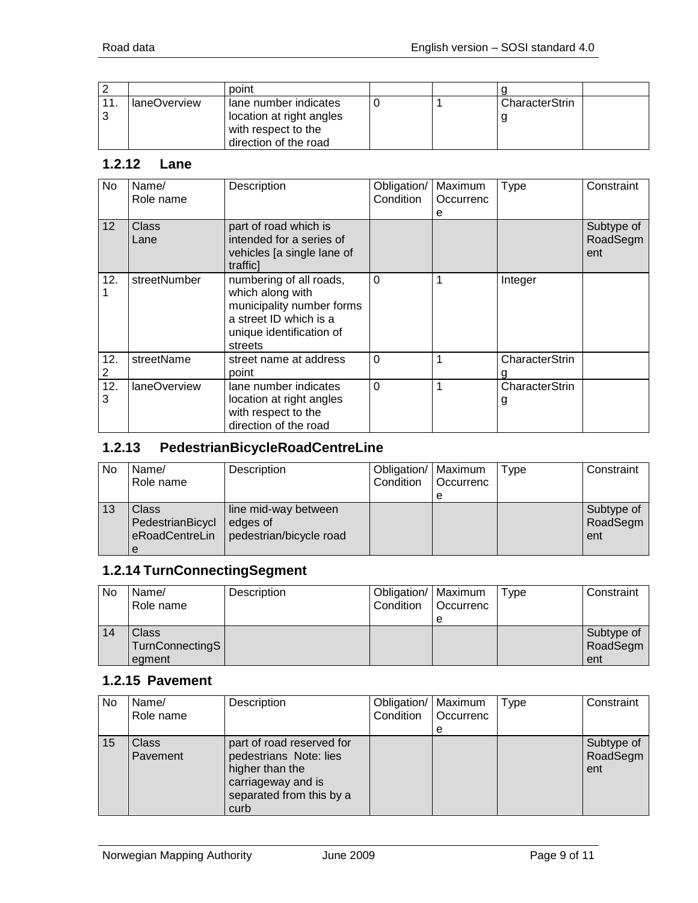| No | Name/ Role name | Description | Obligation/ Condition | Maximum Occurrence | Type | Constraint |
|---|---|---|---|---|---|---|
| 2 | | point | | | g | |
| 11.3 | laneOverview | lane number indicates location at right angles with respect to the direction of the road | 0 | 1 | CharacterString | |

### 1.2.12 Lane

| No | Name/ Role name | Description | Obligation/ Condition | Maximum Occurrence | Type | Constraint |
|---|---|---|---|---|---|---|
| 12 | Class Lane | part of road which is intended for a series of vehicles [a single lane of traffic] | | | | Subtype of RoadSegment |
| 12.1 | streetNumber | numbering of all roads, which along with municipality number forms a street ID which is a unique identification of streets | 0 | 1 | Integer | |
| 12.2 | streetName | street name at address point | 0 | 1 | CharacterString | |
| 12.3 | laneOverview | lane number indicates location at right angles with respect to the direction of the road | 0 | 1 | CharacterString | |

### 1.2.13 PedestrianBicycleRoadCentreLine

| No | Name/ Role name | Description | Obligation/ Condition | Maximum Occurrence | Type | Constraint |
|---|---|---|---|---|---|---|
| 13 | Class PedestrianBicycleRoadCentreLine | line mid-way between edges of pedestrian/bicycle road | | | | Subtype of RoadSegment |

### 1.2.14 TurnConnectingSegment

| No | Name/ Role name | Description | Obligation/ Condition | Maximum Occurrence | Type | Constraint |
|---|---|---|---|---|---|---|
| 14 | Class TurnConnectingSegment | | | | | Subtype of RoadSegment |

### 1.2.15 Pavement

| No | Name/ Role name | Description | Obligation/ Condition | Maximum Occurrence | Type | Constraint |
|---|---|---|---|---|---|---|
| 15 | Class Pavement | part of road reserved for pedestrians Note: lies higher than the carriageway and is separated from this by a curb | | | | Subtype of RoadSegment |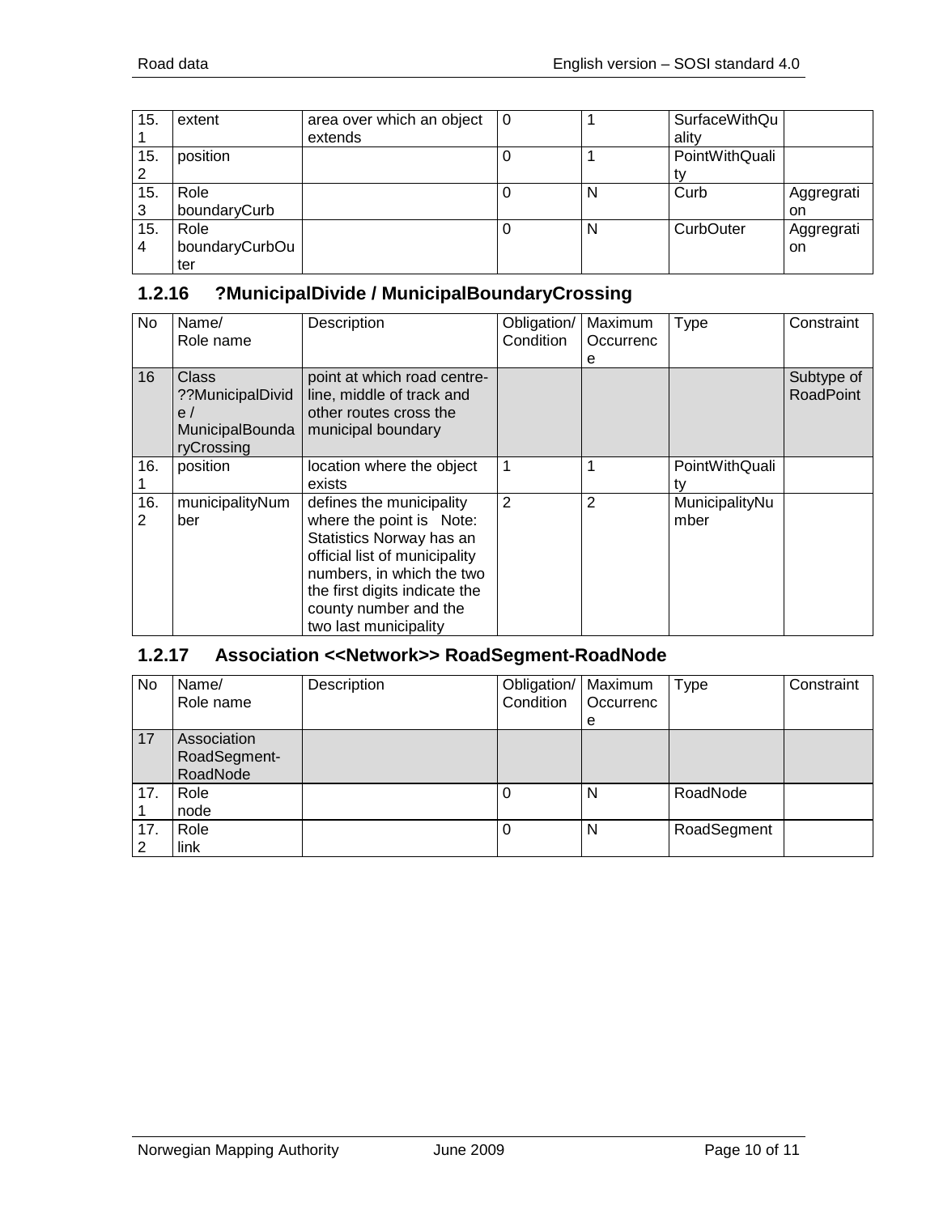| 15.1 | extent | area over which an object extends | 0 | 1 | SurfaceWithQuality | |
|---|---|---|---|---|---|---|
| 15.2 | position | | 0 | 1 | PointWithQuality | |
| 15.3 | Role boundaryCurb | | 0 | N | Curb | Aggregration |
| 15.4 | Role boundaryCurbOuter | | 0 | N | CurbOuter | Aggregration |

### 1.2.16 ?MunicipalDivide / MunicipalBoundaryCrossing

| No | Name/ Role name | Description | Obligation/ Condition | Maximum Occurrence | Type | Constraint |
|---|---|---|---|---|---|---|
| 16 | Class ??MunicipalDivide / MunicipalBoundaryCrossing | point at which road centre-line, middle of track and other routes cross the municipal boundary | | | | Subtype of RoadPoint |
| 16.1 | position | location where the object exists | 1 | 1 | PointWithQuality | |
| 16.2 | municipalityNumber | defines the municipality where the point is Note: Statistics Norway has an official list of municipality numbers, in which the two the first digits indicate the county number and the two last municipality | 2 | 2 | MunicipalityNumber | |

### 1.2.17 Association <<Network>> RoadSegment-RoadNode

| No | Name/ Role name | Description | Obligation/ Condition | Maximum Occurrence | Type | Constraint |
|---|---|---|---|---|---|---|
| 17 | Association RoadSegment-RoadNode | | | | | |
| 17.1 | Role node | | 0 | N | RoadNode | |
| 17.2 | Role link | | 0 | N | RoadSegment | |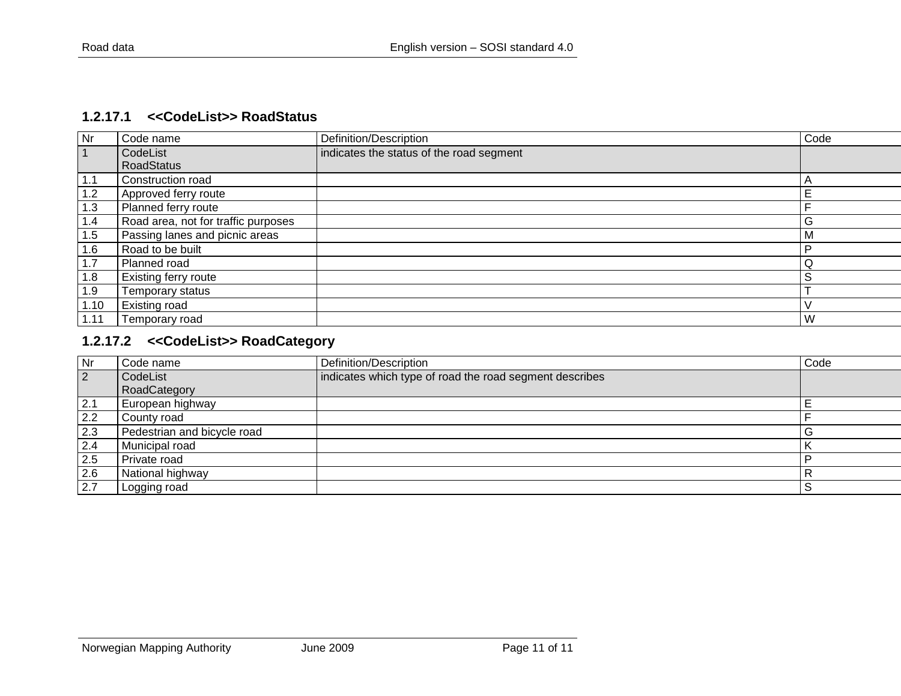#### 1.2.17.1 <<CodeList>> RoadStatus

| Nr | Code name | Definition/Description | Code |
|---|---|---|---|
| 1 | CodeList RoadStatus | indicates the status of the road segment | |
| 1.1 | Construction road | | A |
| 1.2 | Approved ferry route | | E |
| 1.3 | Planned ferry route | | F |
| 1.4 | Road area, not for traffic purposes | | G |
| 1.5 | Passing lanes and picnic areas | | M |
| 1.6 | Road to be built | | P |
| 1.7 | Planned road | | Q |
| 1.8 | Existing ferry route | | S |
| 1.9 | Temporary status | | T |
| 1.10 | Existing road | | V |
| 1.11 | Temporary road | | W |

#### 1.2.17.2 <<CodeList>> RoadCategory

| Nr | Code name | Definition/Description | Code |
|---|---|---|---|
| 2 | CodeList RoadCategory | indicates which type of road the road segment describes | |
| 2.1 | European highway | | E |
| 2.2 | County road | | F |
| 2.3 | Pedestrian and bicycle road | | G |
| 2.4 | Municipal road | | K |
| 2.5 | Private road | | P |
| 2.6 | National highway | | R |
| 2.7 | Logging road | | S |